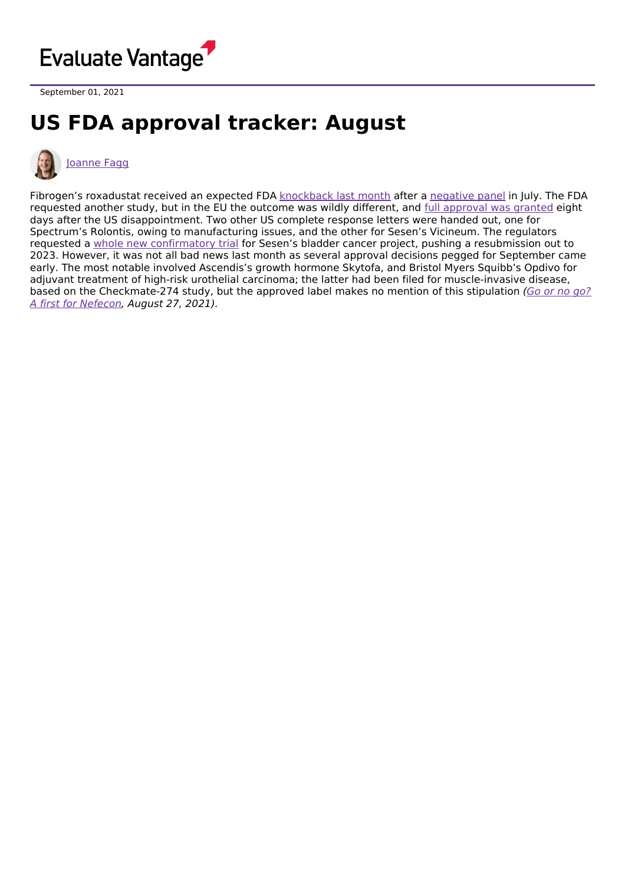Evaluate Vantage

September 01, 2021

# US FDA approval tracker: August

Joanne Fagg

Fibrogen's roxadustat received an expected FDA knockback last month after a negative panel in July. The FDA requested another study, but in the EU the outcome was wildly different, and full approval was granted eight days after the US disappointment. Two other US complete response letters were handed out, one for Spectrum's Rolontis, owing to manufacturing issues, and the other for Sesen's Vicineum. The regulators requested a whole new confirmatory trial for Sesen's bladder cancer project, pushing a resubmission out to 2023. However, it was not all bad news last month as several approval decisions pegged for September came early. The most notable involved Ascendis's growth hormone Skytofa, and Bristol Myers Squibb's Opdivo for adjuvant treatment of high-risk urothelial carcinoma; the latter had been filed for muscle-invasive disease, based on the Checkmate-274 study, but the approved label makes no mention of this stipulation *(Go or no go? A first for Nefecon, August 27, 2021).*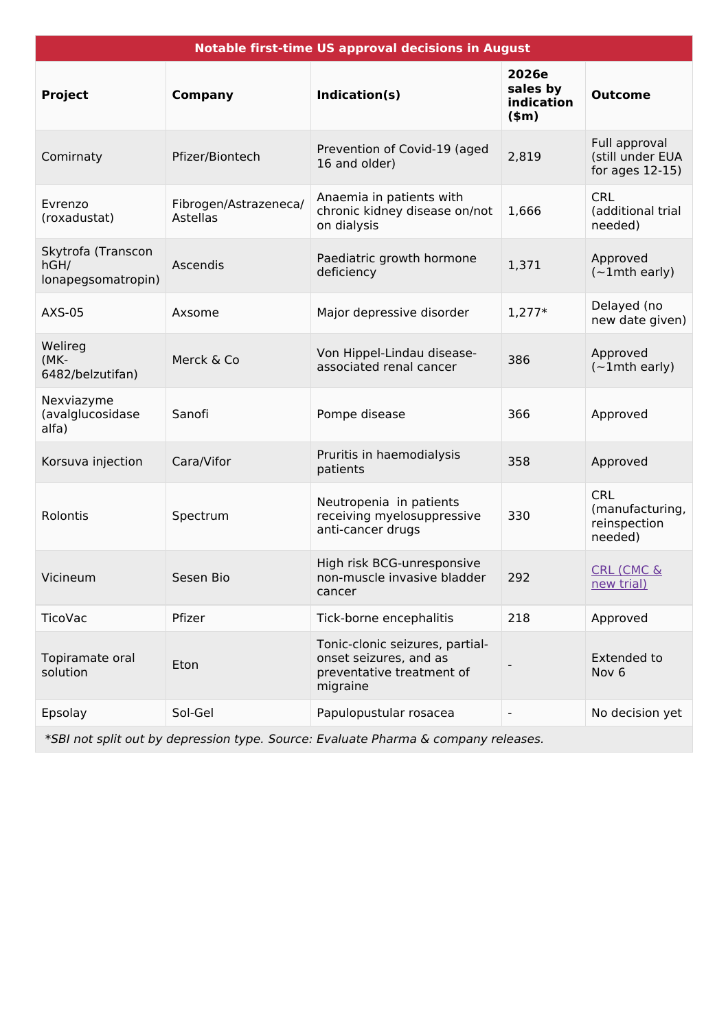| Notable first-time US approval decisions in August | | | | |
|---|---|---|---|---|
| **Project** | **Company** | **Indication(s)** | **2026e sales by indication ($m)** | **Outcome** |
| Comirnaty | Pfizer/Biontech | Prevention of Covid-19 (aged 16 and older) | 2,819 | Full approval (still under EUA for ages 12-15) |
| Evrenzo (roxadustat) | Fibrogen/Astrazeneca/Astellas | Anaemia in patients with chronic kidney disease on/not on dialysis | 1,666 | CRL (additional trial needed) |
| Skytrofa (Transcon hGH/ lonapegsomatropin) | Ascendis | Paediatric growth hormone deficiency | 1,371 | Approved (~1mth early) |
| AXS-05 | Axsome | Major depressive disorder | 1,277* | Delayed (no new date given) |
| Welireg (MK-6482/belzutifan) | Merck & Co | Von Hippel-Lindau disease-associated renal cancer | 386 | Approved (~1mth early) |
| Nexviazyme (avalglucosidase alfa) | Sanofi | Pompe disease | 366 | Approved |
| Korsuva injection | Cara/Vifor | Pruritis in haemodialysis patients | 358 | Approved |
| Rolontis | Spectrum | Neutropenia in patients receiving myelosuppressive anti-cancer drugs | 330 | CRL (manufacturing, reinspection needed) |
| Vicineum | Sesen Bio | High risk BCG-unresponsive non-muscle invasive bladder cancer | 292 | CRL (CMC & new trial) |
| TicoVac | Pfizer | Tick-borne encephalitis | 218 | Approved |
| Topiramate oral solution | Eton | Tonic-clonic seizures, partial-onset seizures, and as preventative treatment of migraine | - | Extended to Nov 6 |
| Epsolay | Sol-Gel | Papulopustular rosacea | - | No decision yet |

*\*SBI not split out by depression type. Source: Evaluate Pharma & company releases.*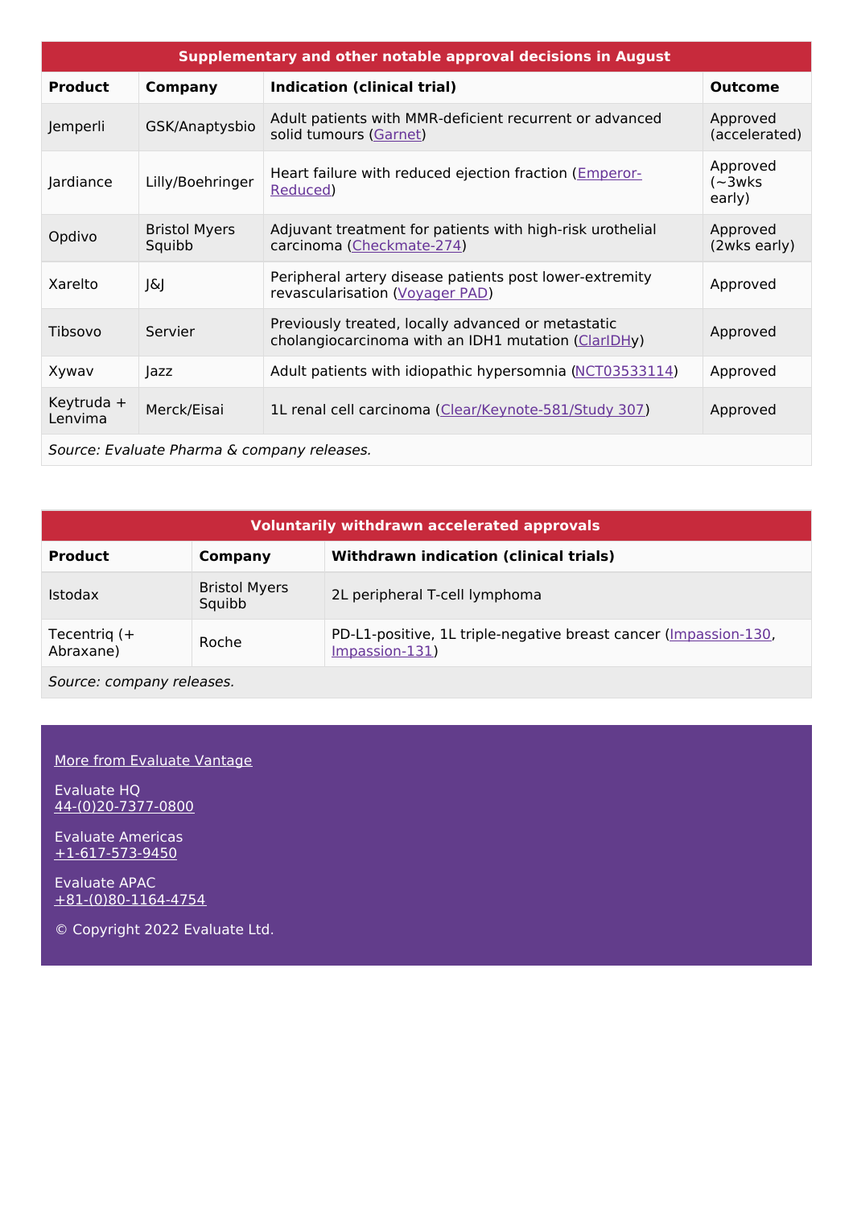| Supplementary and other notable approval decisions in August | | | |
|---|---|---|---|
| **Product** | **Company** | **Indication (clinical trial)** | **Outcome** |
| Jemperli | GSK/Anaptysbio | Adult patients with MMR-deficient recurrent or advanced solid tumours (Garnet) | Approved (accelerated) |
| Jardiance | Lilly/Boehringer | Heart failure with reduced ejection fraction (Emperor-Reduced) | Approved (~3wks early) |
| Opdivo | Bristol Myers Squibb | Adjuvant treatment for patients with high-risk urothelial carcinoma (Checkmate-274) | Approved (2wks early) |
| Xarelto | J&J | Peripheral artery disease patients post lower-extremity revascularisation (Voyager PAD) | Approved |
| Tibsovo | Servier | Previously treated, locally advanced or metastatic cholangiocarcinoma with an IDH1 mutation (ClarIDHy) | Approved |
| Xywav | Jazz | Adult patients with idiopathic hypersomnia (NCT03533114) | Approved |
| Keytruda + Lenvima | Merck/Eisai | 1L renal cell carcinoma (Clear/Keynote-581/Study 307) | Approved |

*Source: Evaluate Pharma & company releases.*

| Voluntarily withdrawn accelerated approvals | | |
|---|---|---|
| **Product** | **Company** | **Withdrawn indication (clinical trials)** |
| Istodax | Bristol Myers Squibb | 2L peripheral T-cell lymphoma |
| Tecentriq (+ Abraxane) | Roche | PD-L1-positive, 1L triple-negative breast cancer (Impassion-130, Impassion-131) |

*Source: company releases.*

More from Evaluate Vantage

Evaluate HQ
44-(0)20-7377-0800

Evaluate Americas
+1-617-573-9450

Evaluate APAC
+81-(0)80-1164-4754

© Copyright 2022 Evaluate Ltd.